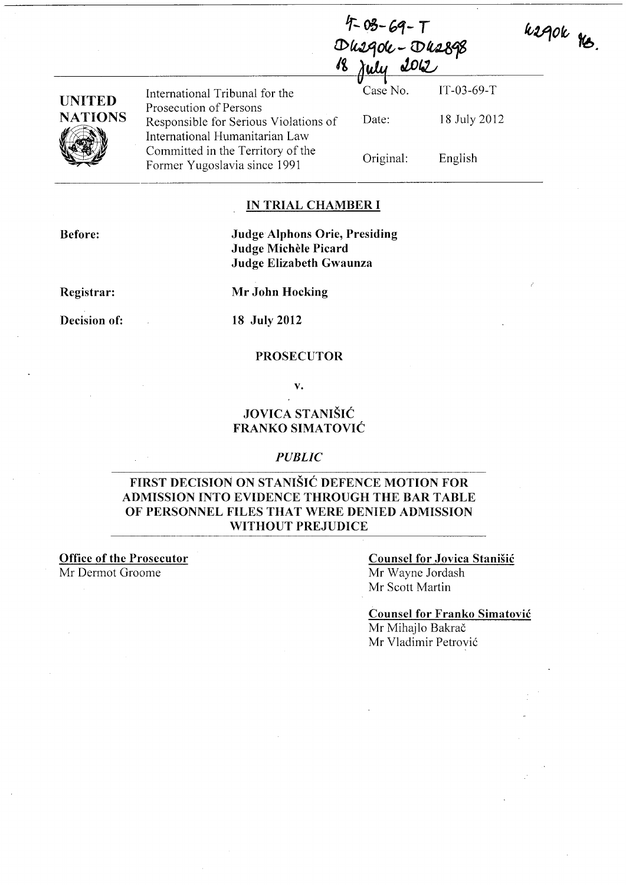IT-03-69-T
D42906 - D42898
18 July 2012

42906 YB.

| UNITED NATIONS | International Tribunal for the Prosecution of Persons Responsible for Serious Violations of International Humanitarian Law Committed in the Territory of the Former Yugoslavia since 1991 | Case No. | IT-03-69-T |
|---|---|---|---|
| | | Date: | 18 July 2012 |
| | | Original: | English |

## IN TRIAL CHAMBER I

**Before:** **Judge Alphons Orie, Presiding**
**Judge Michèle Picard**
**Judge Elizabeth Gwaunza**

**Registrar:** **Mr John Hocking**

**Decision of:** **18 July 2012**

**PROSECUTOR**

**v.**

**JOVICA STANIŠIĆ**
**FRANKO SIMATOVIĆ**

*PUBLIC*

## FIRST DECISION ON STANIŠIĆ DEFENCE MOTION FOR ADMISSION INTO EVIDENCE THROUGH THE BAR TABLE OF PERSONNEL FILES THAT WERE DENIED ADMISSION WITHOUT PREJUDICE

**Office of the Prosecutor**
Mr Dermot Groome

**Counsel for Jovica Stanišić**
Mr Wayne Jordash
Mr Scott Martin

**Counsel for Franko Simatović**
Mr Mihajlo Bakrač
Mr Vladimir Petrović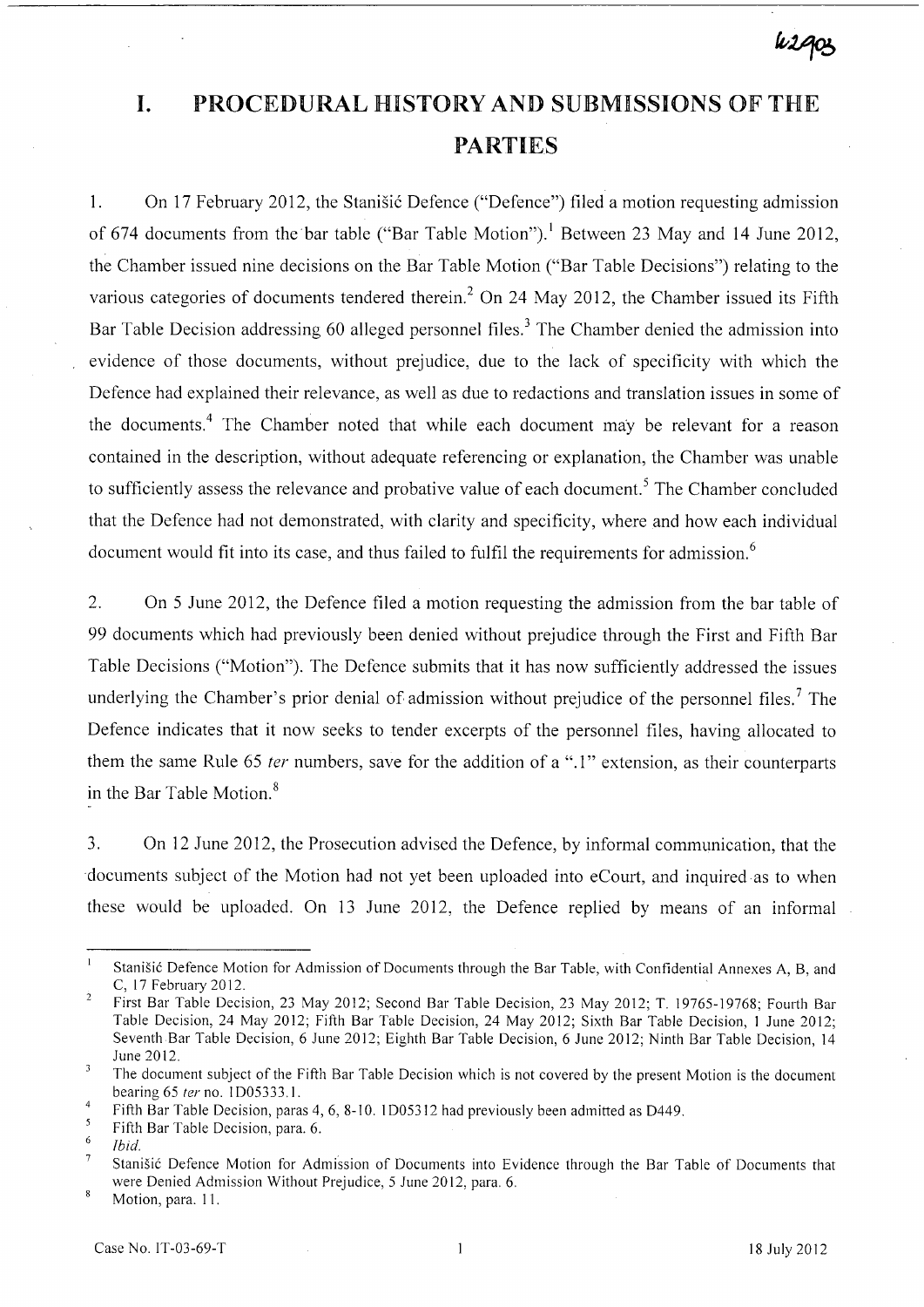# I. PROCEDURAL HISTORY AND SUBMISSIONS OF THE PARTIES

1. On 17 February 2012, the Stanišić Defence ("Defence") filed a motion requesting admission of 674 documents from the bar table ("Bar Table Motion").[1] Between 23 May and 14 June 2012, the Chamber issued nine decisions on the Bar Table Motion ("Bar Table Decisions") relating to the various categories of documents tendered therein.[2] On 24 May 2012, the Chamber issued its Fifth Bar Table Decision addressing 60 alleged personnel files.[3] The Chamber denied the admission into evidence of those documents, without prejudice, due to the lack of specificity with which the Defence had explained their relevance, as well as due to redactions and translation issues in some of the documents.[4] The Chamber noted that while each document may be relevant for a reason contained in the description, without adequate referencing or explanation, the Chamber was unable to sufficiently assess the relevance and probative value of each document.[5] The Chamber concluded that the Defence had not demonstrated, with clarity and specificity, where and how each individual document would fit into its case, and thus failed to fulfil the requirements for admission.[6]

2. On 5 June 2012, the Defence filed a motion requesting the admission from the bar table of 99 documents which had previously been denied without prejudice through the First and Fifth Bar Table Decisions ("Motion"). The Defence submits that it has now sufficiently addressed the issues underlying the Chamber's prior denial of admission without prejudice of the personnel files.[7] The Defence indicates that it now seeks to tender excerpts of the personnel files, having allocated to them the same Rule 65 *ter* numbers, save for the addition of a ".1" extension, as their counterparts in the Bar Table Motion.[8]

3. On 12 June 2012, the Prosecution advised the Defence, by informal communication, that the documents subject of the Motion had not yet been uploaded into eCourt, and inquired as to when these would be uploaded. On 13 June 2012, the Defence replied by means of an informal

---

[1] Stanišić Defence Motion for Admission of Documents through the Bar Table, with Confidential Annexes A, B, and C, 17 February 2012.

[2] First Bar Table Decision, 23 May 2012; Second Bar Table Decision, 23 May 2012; T. 19765-19768; Fourth Bar Table Decision, 24 May 2012; Fifth Bar Table Decision, 24 May 2012; Sixth Bar Table Decision, 1 June 2012; Seventh Bar Table Decision, 6 June 2012; Eighth Bar Table Decision, 6 June 2012; Ninth Bar Table Decision, 14 June 2012.

[3] The document subject of the Fifth Bar Table Decision which is not covered by the present Motion is the document bearing 65 *ter* no. 1D05333.1.

[4] Fifth Bar Table Decision, paras 4, 6, 8-10. 1D05312 had previously been admitted as D449.

[5] Fifth Bar Table Decision, para. 6.

[6] *Ibid.*

[7] Stanišić Defence Motion for Admission of Documents into Evidence through the Bar Table of Documents that were Denied Admission Without Prejudice, 5 June 2012, para. 6.

[8] Motion, para. 11.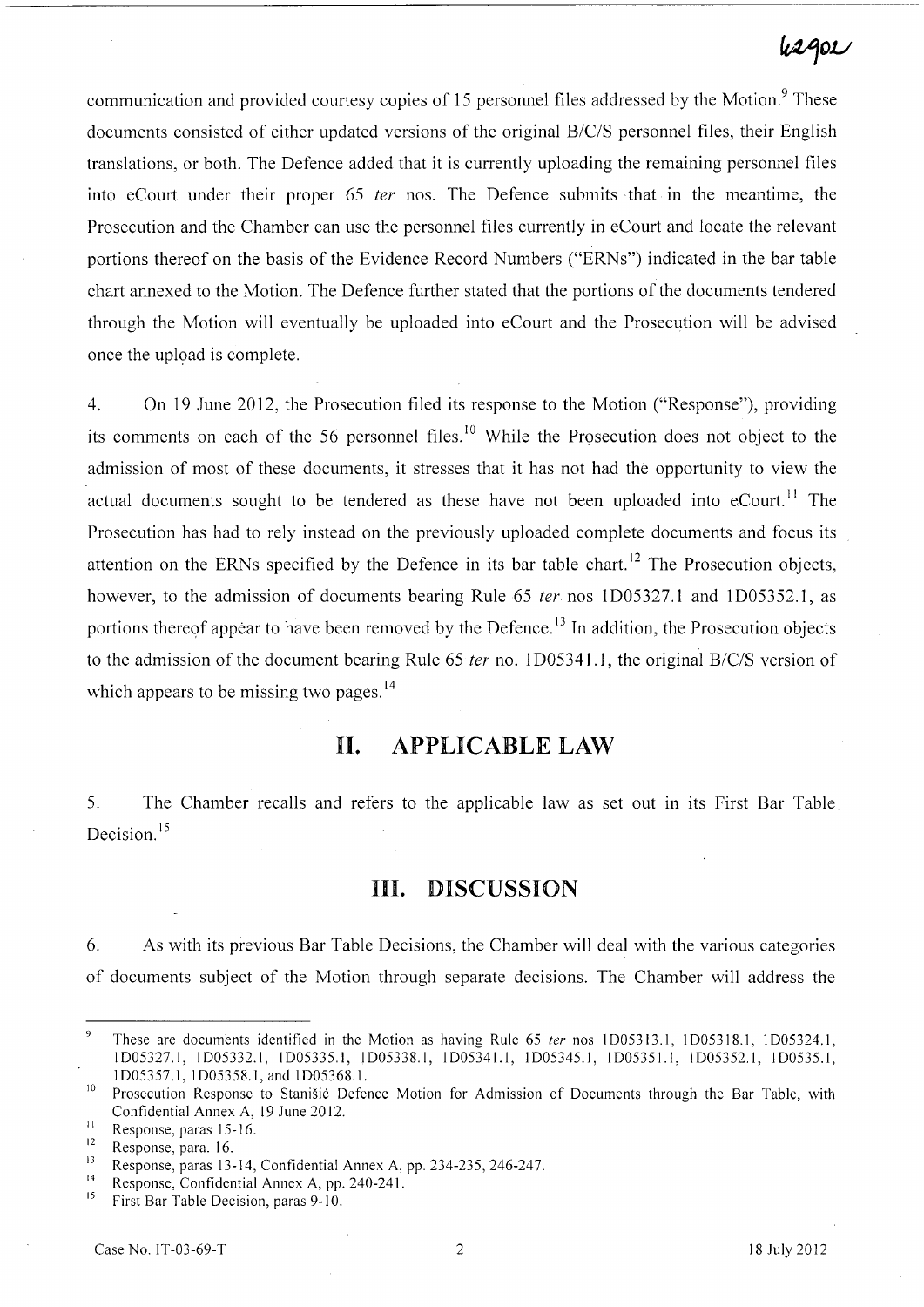communication and provided courtesy copies of 15 personnel files addressed by the Motion.[9] These documents consisted of either updated versions of the original B/C/S personnel files, their English translations, or both. The Defence added that it is currently uploading the remaining personnel files into eCourt under their proper 65 *ter* nos. The Defence submits that in the meantime, the Prosecution and the Chamber can use the personnel files currently in eCourt and locate the relevant portions thereof on the basis of the Evidence Record Numbers ("ERNs") indicated in the bar table chart annexed to the Motion. The Defence further stated that the portions of the documents tendered through the Motion will eventually be uploaded into eCourt and the Prosecution will be advised once the upload is complete.

4. On 19 June 2012, the Prosecution filed its response to the Motion ("Response"), providing its comments on each of the 56 personnel files.[10] While the Prosecution does not object to the admission of most of these documents, it stresses that it has not had the opportunity to view the actual documents sought to be tendered as these have not been uploaded into eCourt.[11] The Prosecution has had to rely instead on the previously uploaded complete documents and focus its attention on the ERNs specified by the Defence in its bar table chart.[12] The Prosecution objects, however, to the admission of documents bearing Rule 65 *ter* nos 1D05327.1 and 1D05352.1, as portions thereof appear to have been removed by the Defence.[13] In addition, the Prosecution objects to the admission of the document bearing Rule 65 *ter* no. 1D05341.1, the original B/C/S version of which appears to be missing two pages.[14]

## II. APPLICABLE LAW

5. The Chamber recalls and refers to the applicable law as set out in its First Bar Table Decision.[15]

## III. DISCUSSION

6. As with its previous Bar Table Decisions, the Chamber will deal with the various categories of documents subject of the Motion through separate decisions. The Chamber will address the

---

[9] These are documents identified in the Motion as having Rule 65 *ter* nos 1D05313.1, 1D05318.1, 1D05324.1, 1D05327.1, 1D05332.1, 1D05335.1, 1D05338.1, 1D05341.1, 1D05345.1, 1D05351.1, 1D05352.1, 1D0535.1, 1D05357.1, 1D05358.1, and 1D05368.1.

[10] Prosecution Response to Stanišić Defence Motion for Admission of Documents through the Bar Table, with Confidential Annex A, 19 June 2012.

[11] Response, paras 15-16.

[12] Response, para. 16.

[13] Response, paras 13-14, Confidential Annex A, pp. 234-235, 246-247.

[14] Response, Confidential Annex A, pp. 240-241.

[15] First Bar Table Decision, paras 9-10.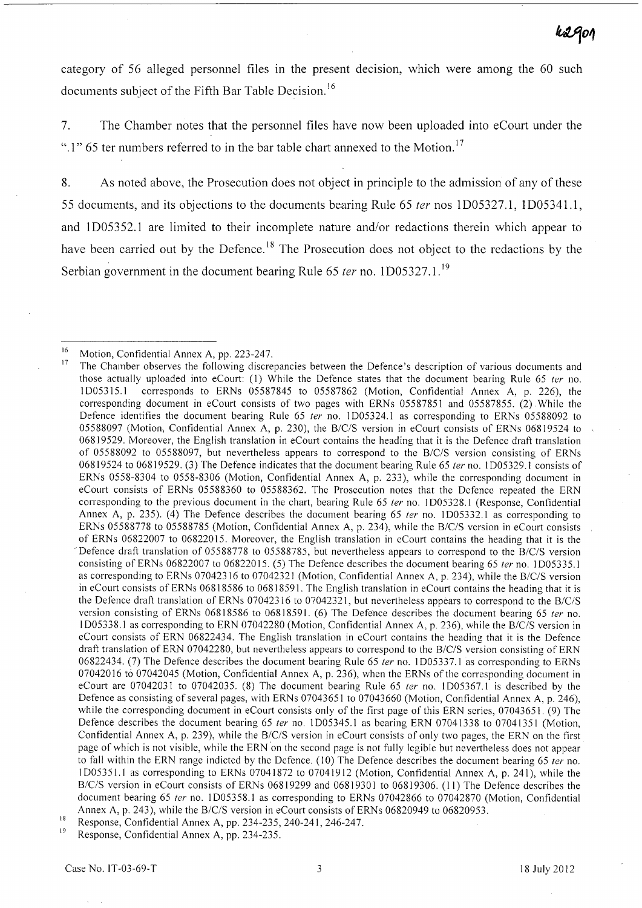category of 56 alleged personnel files in the present decision, which were among the 60 such documents subject of the Fifth Bar Table Decision.[16]

7. The Chamber notes that the personnel files have now been uploaded into eCourt under the ".1" 65 ter numbers referred to in the bar table chart annexed to the Motion.[17]

8. As noted above, the Prosecution does not object in principle to the admission of any of these 55 documents, and its objections to the documents bearing Rule 65 *ter* nos 1D05327.1, 1D05341.1, and 1D05352.1 are limited to their incomplete nature and/or redactions therein which appear to have been carried out by the Defence.[18] The Prosecution does not object to the redactions by the Serbian government in the document bearing Rule 65 *ter* no. 1D05327.1.[19]

---

[16] Motion, Confidential Annex A, pp. 223-247.

[17] The Chamber observes the following discrepancies between the Defence's description of various documents and those actually uploaded into eCourt: (1) While the Defence states that the document bearing Rule 65 *ter* no. 1D05315.1 corresponds to ERNs 05587845 to 05587862 (Motion, Confidential Annex A, p. 226), the corresponding document in eCourt consists of two pages with ERNs 05587851 and 05587855. (2) While the Defence identifies the document bearing Rule 65 *ter* no. 1D05324.1 as corresponding to ERNs 05588092 to 05588097 (Motion, Confidential Annex A, p. 230), the B/C/S version in eCourt consists of ERNs 06819524 to 06819529. Moreover, the English translation in eCourt contains the heading that it is the Defence draft translation of 05588092 to 05588097, but nevertheless appears to correspond to the B/C/S version consisting of ERNs 06819524 to 06819529. (3) The Defence indicates that the document bearing Rule 65 *ter* no. 1D05329.1 consists of ERNs 0558-8304 to 0558-8306 (Motion, Confidential Annex A, p. 233), while the corresponding document in eCourt consists of ERNs 05588360 to 05588362. The Prosecution notes that the Defence repeated the ERN corresponding to the previous document in the chart, bearing Rule 65 *ter* no. 1D05328.1 (Response, Confidential Annex A, p. 235). (4) The Defence describes the document bearing 65 *ter* no. 1D05332.1 as corresponding to ERNs 05588778 to 05588785 (Motion, Confidential Annex A, p. 234), while the B/C/S version in eCourt consists of ERNs 06822007 to 06822015. Moreover, the English translation in eCourt contains the heading that it is the Defence draft translation of 05588778 to 05588785, but nevertheless appears to correspond to the B/C/S version consisting of ERNs 06822007 to 06822015. (5) The Defence describes the document bearing 65 *ter* no. 1D05335.1 as corresponding to ERNs 07042316 to 07042321 (Motion, Confidential Annex A, p. 234), while the B/C/S version in eCourt consists of ERNs 06818586 to 06818591. The English translation in eCourt contains the heading that it is the Defence draft translation of ERNs 07042316 to 07042321, but nevertheless appears to correspond to the B/C/S version consisting of ERNs 06818586 to 06818591. (6) The Defence describes the document bearing 65 *ter* no. 1D05338.1 as corresponding to ERN 07042280 (Motion, Confidential Annex A, p. 236), while the B/C/S version in eCourt consists of ERN 06822434. The English translation in eCourt contains the heading that it is the Defence draft translation of ERN 07042280, but nevertheless appears to correspond to the B/C/S version consisting of ERN 06822434. (7) The Defence describes the document bearing 65 *ter* no. 1D05337.1 as corresponding to ERNs 07042016 to 07042045 (Motion, Confidential Annex A, p. 236), when the ERNs of the corresponding document in eCourt are 07042031 to 07042035. (8) The document bearing Rule 65 *ter* no. 1D05367.1 is described by the Defence as consisting of several pages, with ERNs 07043651 to 07043660 (Motion, Confidential Annex A, p. 246), while the corresponding document in eCourt consists only of the first page of this ERN series, 07043651. (9) The Defence describes the document bearing 65 *ter* no. 1D05345.1 as bearing ERN 07041338 to 07041351 (Motion, Confidential Annex A, p. 239), while the B/C/S version in eCourt consists of only two pages, the ERN on the first page of which is not visible, while the ERN on the second page is not fully legible but nevertheless does not appear to fall within the ERN range indicted by the Defence. (10) The Defence describes the document bearing 65 *ter* no. 1D05351.1 as corresponding to ERNs 07041872 to 07041912 (Motion, Confidential Annex A, p. 241), while the B/C/S version in eCourt consists of ERNs 06819299 and 06819301 to 06819306. (11) The Defence describes the document bearing 65 *ter* no. 1D05358.1 as corresponding to ERNs 07042866 to 07042870 (Motion, Confidential Annex A, p. 243), while the B/C/S version in eCourt consists of ERNs 06820949 to 06820953.

[18] Response, Confidential Annex A, pp. 234-235, 240-241, 246-247.

[19] Response, Confidential Annex A, pp. 234-235.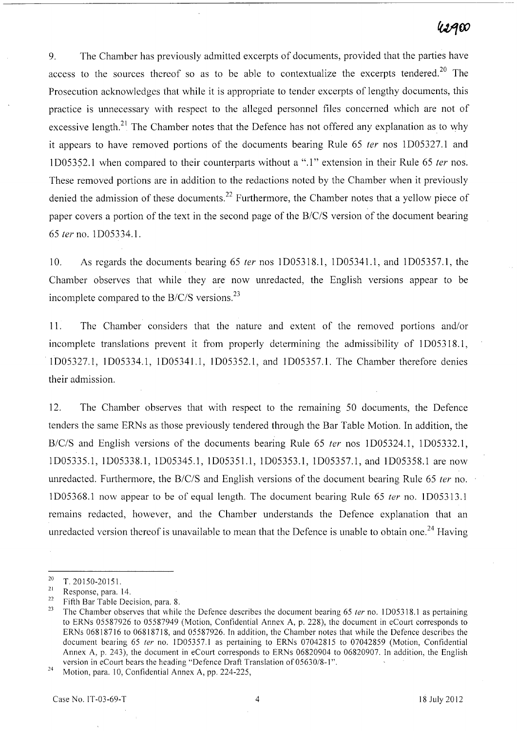9. The Chamber has previously admitted excerpts of documents, provided that the parties have access to the sources thereof so as to be able to contextualize the excerpts tendered.[20] The Prosecution acknowledges that while it is appropriate to tender excerpts of lengthy documents, this practice is unnecessary with respect to the alleged personnel files concerned which are not of excessive length.[21] The Chamber notes that the Defence has not offered any explanation as to why it appears to have removed portions of the documents bearing Rule 65 *ter* nos 1D05327.1 and 1D05352.1 when compared to their counterparts without a ".1" extension in their Rule 65 *ter* nos. These removed portions are in addition to the redactions noted by the Chamber when it previously denied the admission of these documents.[22] Furthermore, the Chamber notes that a yellow piece of paper covers a portion of the text in the second page of the B/C/S version of the document bearing 65 *ter* no. 1D05334.1.

10. As regards the documents bearing 65 *ter* nos 1D05318.1, 1D05341.1, and 1D05357.1, the Chamber observes that while they are now unredacted, the English versions appear to be incomplete compared to the B/C/S versions.[23]

11. The Chamber considers that the nature and extent of the removed portions and/or incomplete translations prevent it from properly determining the admissibility of 1D05318.1, 1D05327.1, 1D05334.1, 1D05341.1, 1D05352.1, and 1D05357.1. The Chamber therefore denies their admission.

12. The Chamber observes that with respect to the remaining 50 documents, the Defence tenders the same ERNs as those previously tendered through the Bar Table Motion. In addition, the B/C/S and English versions of the documents bearing Rule 65 *ter* nos 1D05324.1, 1D05332.1, 1D05335.1, 1D05338.1, 1D05345.1, 1D05351.1, 1D05353.1, 1D05357.1, and 1D05358.1 are now unredacted. Furthermore, the B/C/S and English versions of the document bearing Rule 65 *ter* no. 1D05368.1 now appear to be of equal length. The document bearing Rule 65 *ter* no. 1D05313.1 remains redacted, however, and the Chamber understands the Defence explanation that an unredacted version thereof is unavailable to mean that the Defence is unable to obtain one.[24] Having

---

[20] T. 20150-20151.

[21] Response, para. 14.

[22] Fifth Bar Table Decision, para. 8.

[23] The Chamber observes that while the Defence describes the document bearing 65 *ter* no. 1D05318.1 as pertaining to ERNs 05587926 to 05587949 (Motion, Confidential Annex A, p. 228), the document in eCourt corresponds to ERNs 06818716 to 06818718, and 05587926. In addition, the Chamber notes that while the Defence describes the document bearing 65 *ter* no. 1D05357.1 as pertaining to ERNs 07042815 to 07042859 (Motion, Confidential Annex A, p. 243), the document in eCourt corresponds to ERNs 06820904 to 06820907. In addition, the English version in eCourt bears the heading "Defence Draft Translation of 05630/8-1".

[24] Motion, para. 10, Confidential Annex A, pp. 224-225,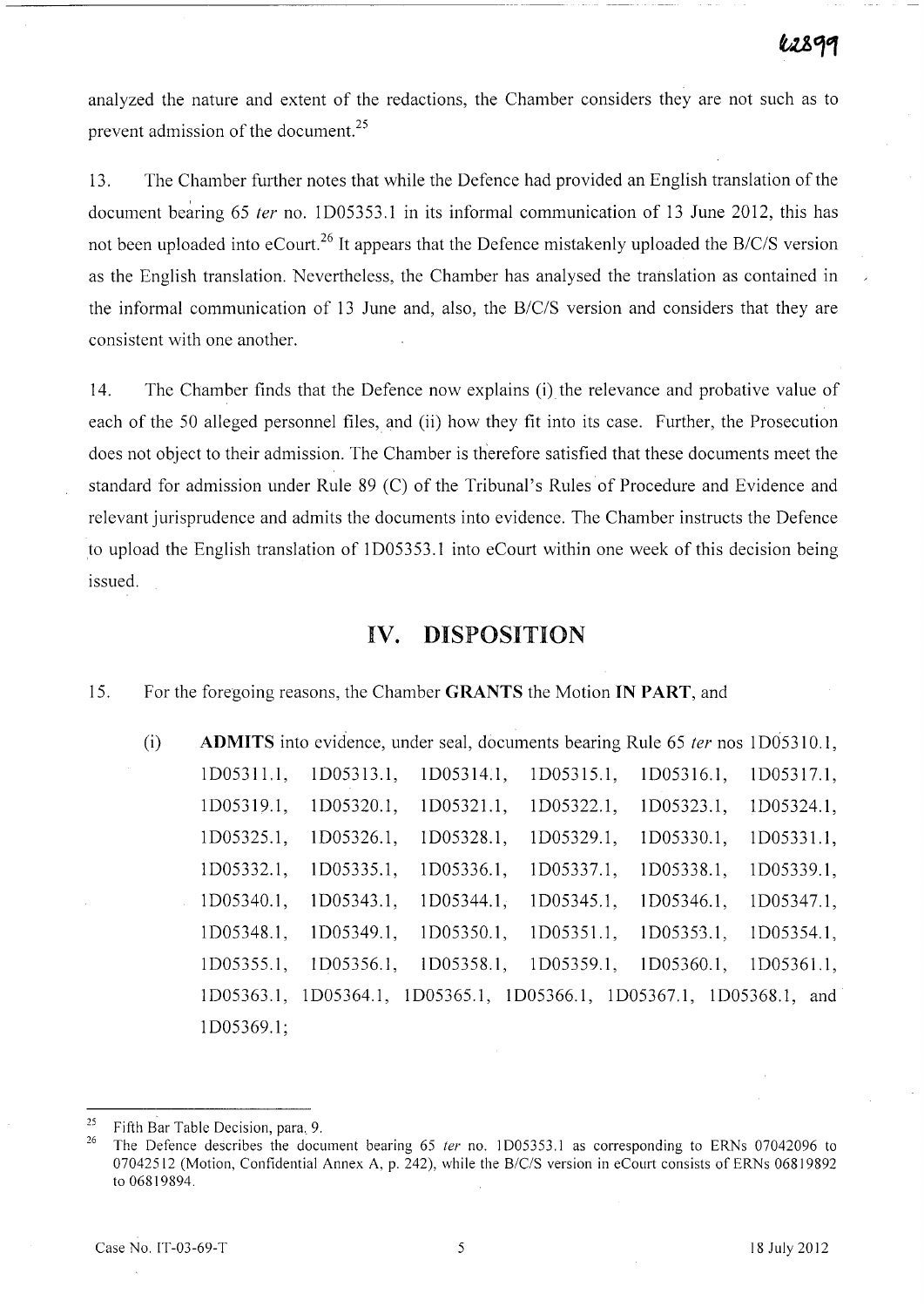analyzed the nature and extent of the redactions, the Chamber considers they are not such as to prevent admission of the document.[25]

13. The Chamber further notes that while the Defence had provided an English translation of the document bearing 65 *ter* no. 1D05353.1 in its informal communication of 13 June 2012, this has not been uploaded into eCourt.[26] It appears that the Defence mistakenly uploaded the B/C/S version as the English translation. Nevertheless, the Chamber has analysed the translation as contained in the informal communication of 13 June and, also, the B/C/S version and considers that they are consistent with one another.

14. The Chamber finds that the Defence now explains (i) the relevance and probative value of each of the 50 alleged personnel files, and (ii) how they fit into its case. Further, the Prosecution does not object to their admission. The Chamber is therefore satisfied that these documents meet the standard for admission under Rule 89 (C) of the Tribunal's Rules of Procedure and Evidence and relevant jurisprudence and admits the documents into evidence. The Chamber instructs the Defence to upload the English translation of 1D05353.1 into eCourt within one week of this decision being issued.

## IV. DISPOSITION

15. For the foregoing reasons, the Chamber **GRANTS** the Motion **IN PART**, and

(i) **ADMITS** into evidence, under seal, documents bearing Rule 65 *ter* nos 1D05310.1, 1D05311.1, 1D05313.1, 1D05314.1, 1D05315.1, 1D05316.1, 1D05317.1, 1D05319.1, 1D05320.1, 1D05321.1, 1D05322.1, 1D05323.1, 1D05324.1, 1D05325.1, 1D05326.1, 1D05328.1, 1D05329.1, 1D05330.1, 1D05331.1, 1D05332.1, 1D05335.1, 1D05336.1, 1D05337.1, 1D05338.1, 1D05339.1, 1D05340.1, 1D05343.1, 1D05344.1, 1D05345.1, 1D05346.1, 1D05347.1, 1D05348.1, 1D05349.1, 1D05350.1, 1D05351.1, 1D05353.1, 1D05354.1, 1D05355.1, 1D05356.1, 1D05358.1, 1D05359.1, 1D05360.1, 1D05361.1, 1D05363.1, 1D05364.1, 1D05365.1, 1D05366.1, 1D05367.1, 1D05368.1, and 1D05369.1;

---

[25] Fifth Bar Table Decision, para. 9.

[26] The Defence describes the document bearing 65 *ter* no. 1D05353.1 as corresponding to ERNs 07042096 to 07042512 (Motion, Confidential Annex A, p. 242), while the B/C/S version in eCourt consists of ERNs 06819892 to 06819894.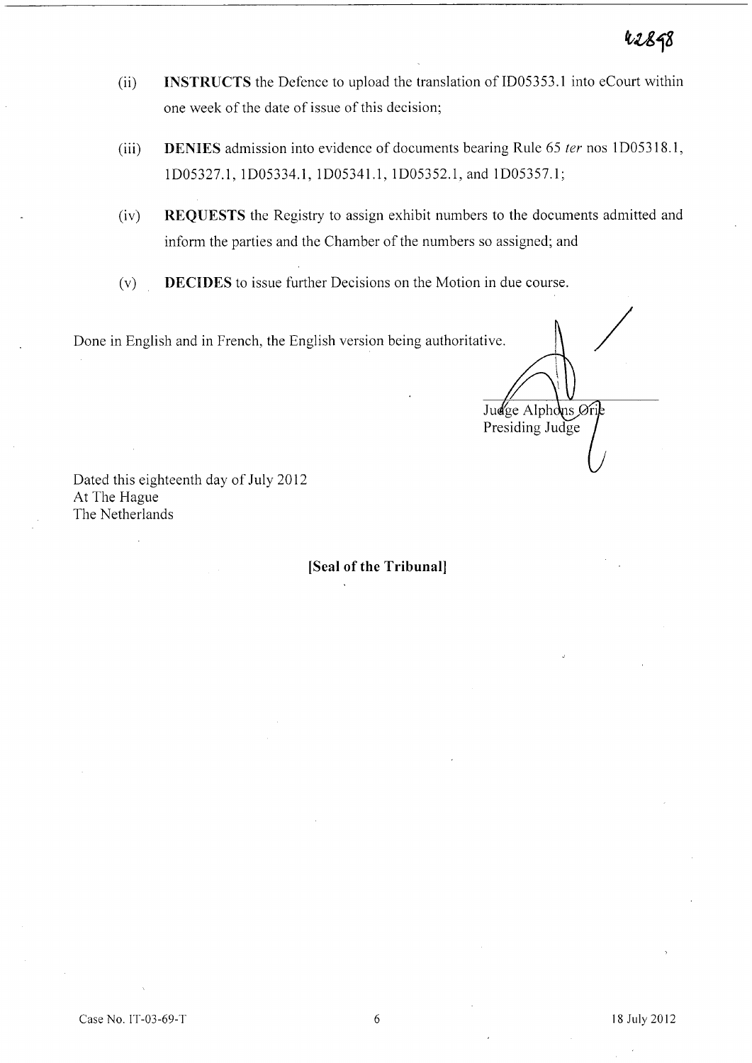(ii) **INSTRUCTS** the Defence to upload the translation of ID05353.1 into eCourt within one week of the date of issue of this decision;

(iii) **DENIES** admission into evidence of documents bearing Rule 65 *ter* nos 1D05318.1, 1D05327.1, 1D05334.1, 1D05341.1, 1D05352.1, and 1D05357.1;

(iv) **REQUESTS** the Registry to assign exhibit numbers to the documents admitted and inform the parties and the Chamber of the numbers so assigned; and

(v) **DECIDES** to issue further Decisions on the Motion in due course.

Done in English and in French, the English version being authoritative.

Judge Alphons Orie
Presiding Judge

Dated this eighteenth day of July 2012
At The Hague
The Netherlands

**[Seal of the Tribunal]**